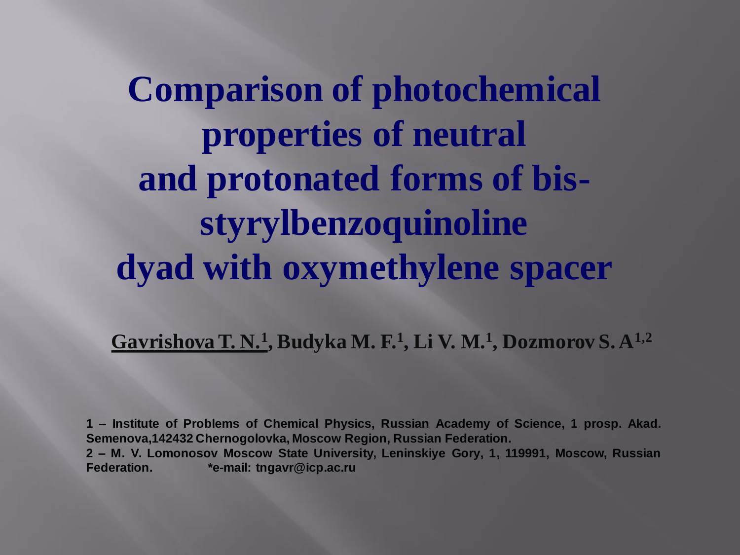# Comparison of photochemical properties of neutral and protonated forms of bis-styrylbenzoquinoline dyad with oxymethylene spacer

**<u>Gavrishova T. N.[1]</u>, Budyka M. F.[1], Li V. M.[1], Dozmorov S. A[1,2]**

**1 – Institute of Problems of Chemical Physics, Russian Academy of Science, 1 prosp. Akad. Semenova,142432 Chernogolovka, Moscow Region, Russian Federation.**
**2 – M. V. Lomonosov Moscow State University, Leninskiye Gory, 1, 119991, Moscow, Russian Federation. *e-mail: tngavr@icp.ac.ru**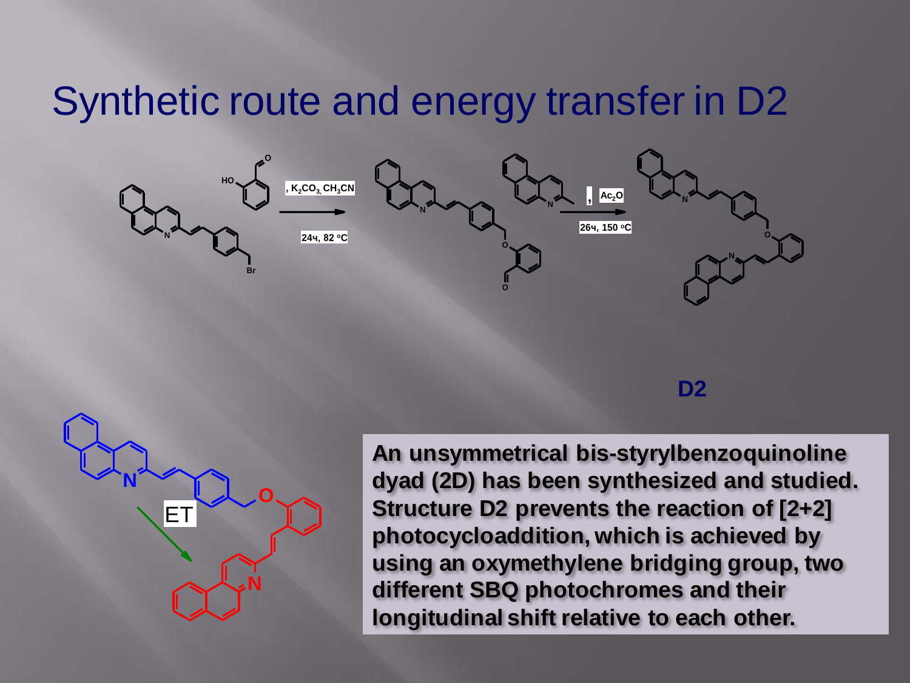# Synthetic route and energy transfer in D2

, $K_2CO_3$, $CH_3CN$

24ч, 82 °C

, $Ac_2O$

26ч, 150 °C

**D2**

ET

**An unsymmetrical bis-styrylbenzoquinoline dyad (2D) has been synthesized and studied. Structure D2 prevents the reaction of [2+2] photocycloaddition, which is achieved by using an oxymethylene bridging group, two different SBQ photochromes and their longitudinal shift relative to each other.**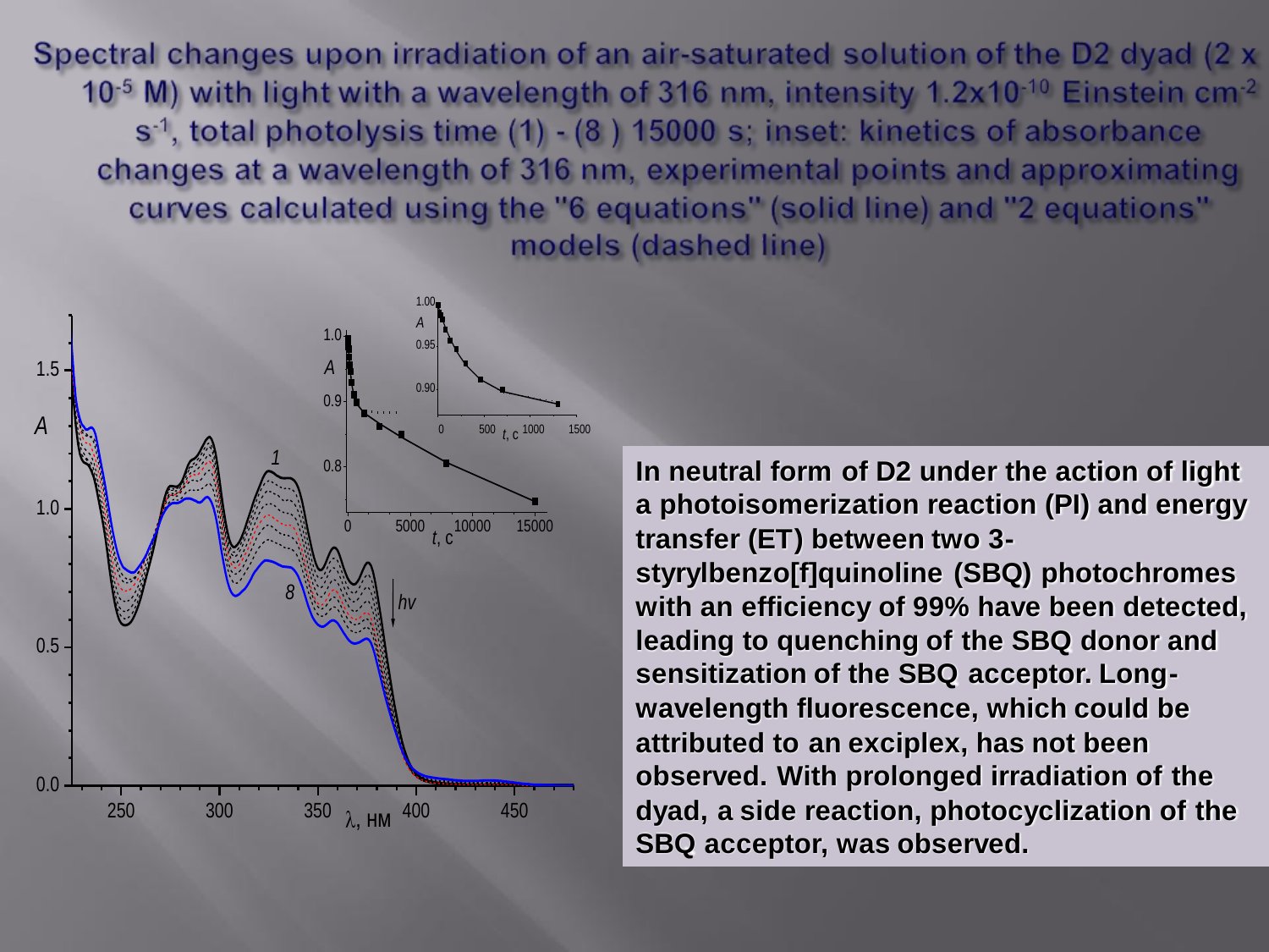Spectral changes upon irradiation of an air-saturated solution of the D2 dyad ($2 \times 10^{-5}$ M) with light with a wavelength of 316 nm, intensity $1.2 \times 10^{-10}$ Einstein cm$^{-2}$ s$^{-1}$, total photolysis time (1) - (8 ) 15000 s; inset: kinetics of absorbance changes at a wavelength of 316 nm, experimental points and approximating curves calculated using the "6 equations" (solid line) and "2 equations" models (dashed line)

**In neutral form of D2 under the action of light a photoisomerization reaction (PI) and energy transfer (ET) between two 3-styrylbenzo[f]quinoline (SBQ) photochromes with an efficiency of 99% have been detected, leading to quenching of the SBQ donor and sensitization of the SBQ acceptor. Long-wavelength fluorescence, which could be attributed to an exciplex, has not been observed. With prolonged irradiation of the dyad, a side reaction, photocyclization of the SBQ acceptor, was observed.**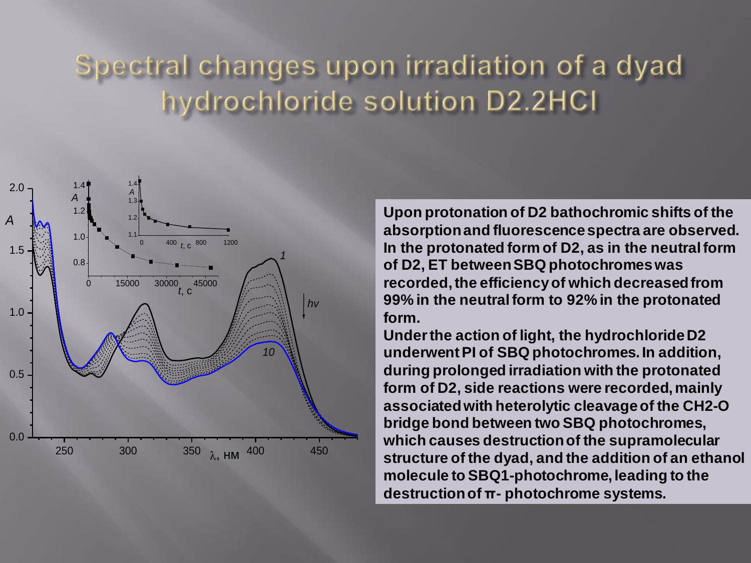# Spectral changes upon irradiation of a dyad hydrochloride solution D2.2HCl

**Upon protonation of D2 bathochromic shifts of the absorption and fluorescence spectra are observed. In the protonated form of D2, as in the neutral form of D2, ET between SBQ photochromes was recorded, the efficiency of which decreased from 99% in the neutral form to 92% in the protonated form.**

**Under the action of light, the hydrochloride D2 underwent PI of SBQ photochromes. In addition, during prolonged irradiation with the protonated form of D2, side reactions were recorded, mainly associated with heterolytic cleavage of the CH2-O bridge bond between two SBQ photochromes, which causes destruction of the supramolecular structure of the dyad, and the addition of an ethanol molecule to SBQ1-photochrome, leading to the destruction of π- photochrome systems.**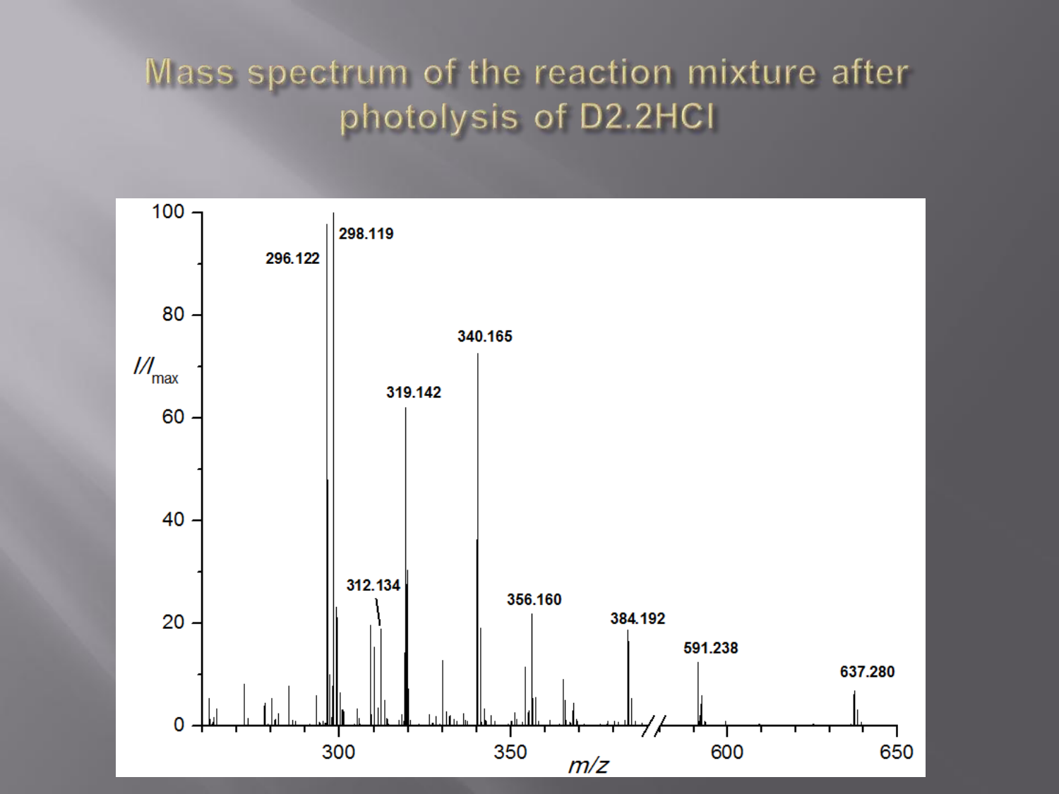# Mass spectrum of the reaction mixture after photolysis of D2.2HCl

| m/z | $I/I_{max}$ (approx.) |
| --- | --- |
| 296.122 | ~97 |
| 298.119 | 100 |
| 312.134 | ~19 |
| 319.142 | ~62 |
| 340.165 | ~72 |
| 356.160 | ~22 |
| 384.192 | ~19 |
| 591.238 | ~12 |
| 637.280 | ~7 |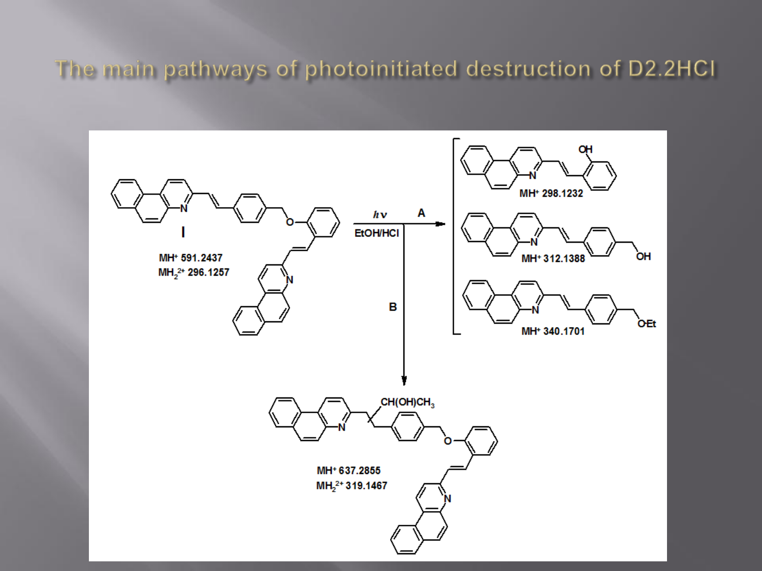# The main pathways of photoinitiated destruction of D2.2HCl

**I**

$MH^+$ 591.2437

$MH_2^{2+}$ 296.1257

$h\nu$

EtOH/HCl

**A**

CH(OH)$CH_3$

$MH^+$ 298.1232

$MH^+$ 312.1388

$MH^+$ 340.1701

**B**

$MH^+$ 637.2855

$MH_2^{2+}$ 319.1467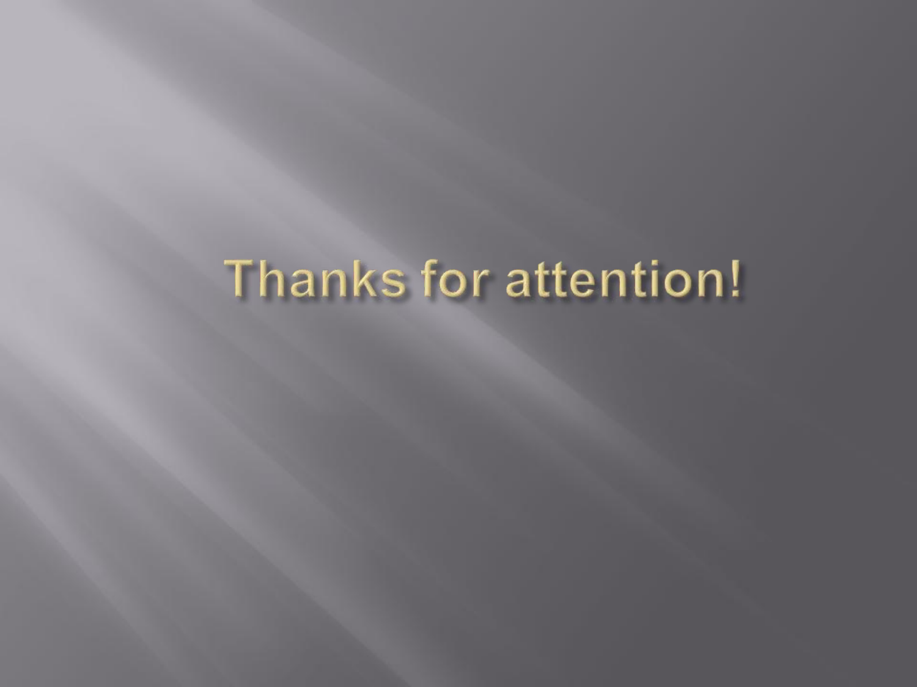# Thanks for attention!